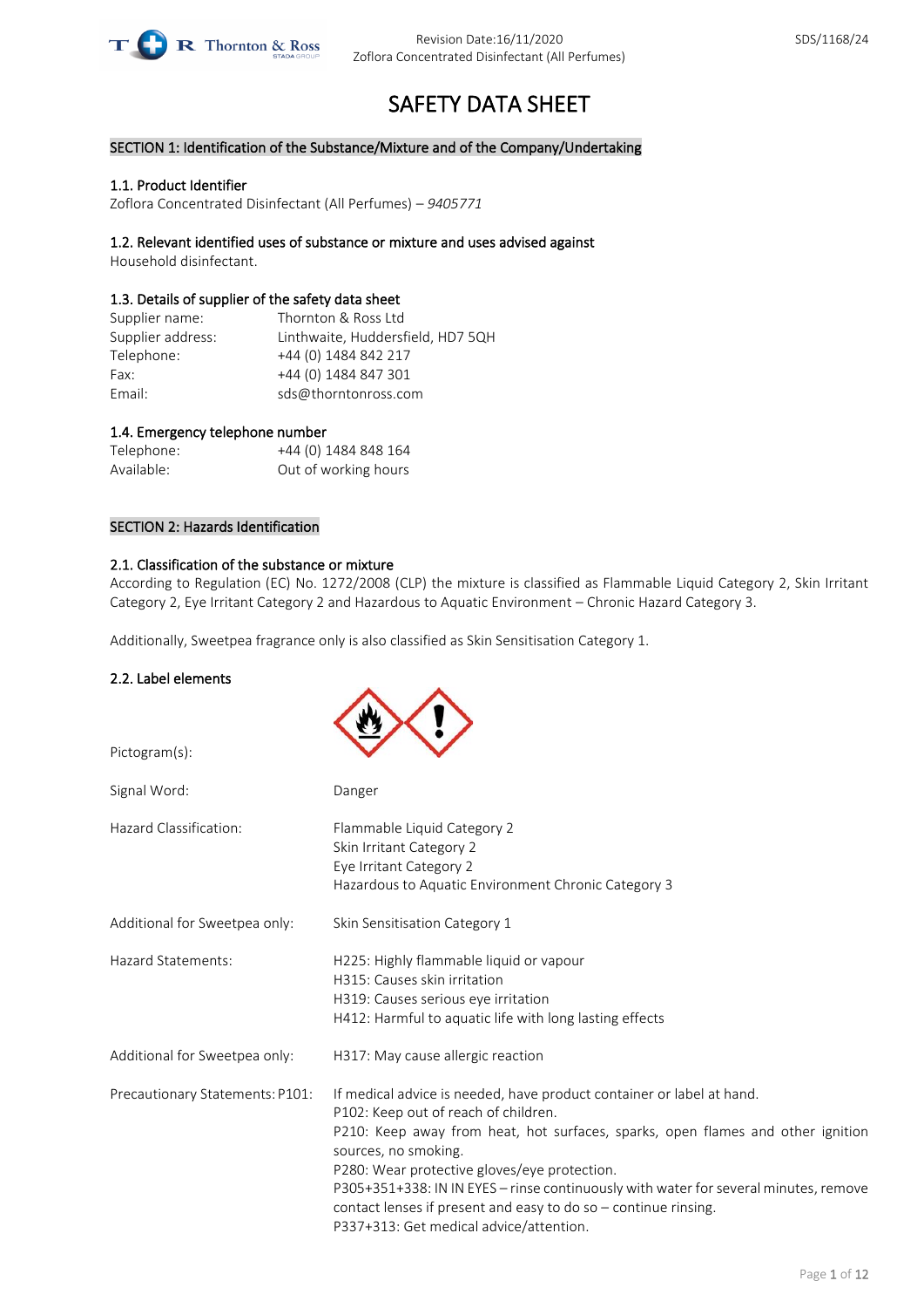# SAFETY DATA SHEET

## SECTION 1: Identification of the Substance/Mixture and of the Company/Undertaking

### 1.1. Product Identifier

Zoflora Concentrated Disinfectant (All Perfumes) – *9405771*

### 1.2. Relevant identified uses of substance or mixture and uses advised against

Household disinfectant.

### 1.3. Details of supplier of the safety data sheet

| | |
|---|---|
| Supplier name: | Thornton & Ross Ltd |
| Supplier address: | Linthwaite, Huddersfield, HD7 5QH |
| Telephone: | +44 (0) 1484 842 217 |
| Fax: | +44 (0) 1484 847 301 |
| Email: | sds@thorntonross.com |

### 1.4. Emergency telephone number

| | |
|---|---|
| Telephone: | +44 (0) 1484 848 164 |
| Available: | Out of working hours |

## SECTION 2: Hazards Identification

### 2.1. Classification of the substance or mixture

According to Regulation (EC) No. 1272/2008 (CLP) the mixture is classified as Flammable Liquid Category 2, Skin Irritant Category 2, Eye Irritant Category 2 and Hazardous to Aquatic Environment – Chronic Hazard Category 3.

Additionally, Sweetpea fragrance only is also classified as Skin Sensitisation Category 1.

### 2.2. Label elements

| | |
|---|---|
| Pictogram(s): | |
| Signal Word: | Danger |
| Hazard Classification: | Flammable Liquid Category 2<br>Skin Irritant Category 2<br>Eye Irritant Category 2<br>Hazardous to Aquatic Environment Chronic Category 3 |
| Additional for Sweetpea only: | Skin Sensitisation Category 1 |
| Hazard Statements: | H225: Highly flammable liquid or vapour<br>H315: Causes skin irritation<br>H319: Causes serious eye irritation<br>H412: Harmful to aquatic life with long lasting effects |
| Additional for Sweetpea only: | H317: May cause allergic reaction |
| Precautionary Statements: P101: | If medical advice is needed, have product container or label at hand.<br>P102: Keep out of reach of children.<br>P210: Keep away from heat, hot surfaces, sparks, open flames and other ignition sources, no smoking.<br>P280: Wear protective gloves/eye protection.<br>P305+351+338: IN IN EYES – rinse continuously with water for several minutes, remove contact lenses if present and easy to do so – continue rinsing.<br>P337+313: Get medical advice/attention. |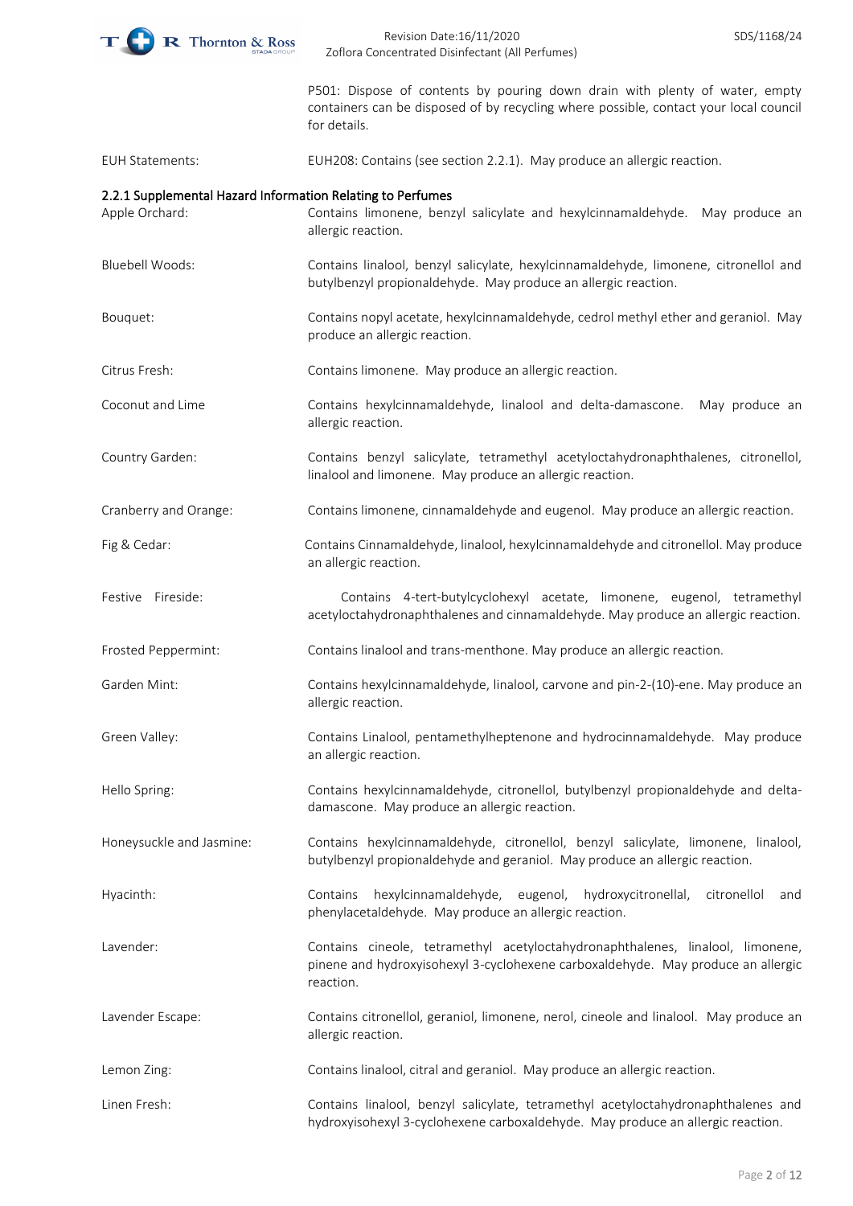P501: Dispose of contents by pouring down drain with plenty of water, empty containers can be disposed of by recycling where possible, contact your local council for details.

EUH Statements: EUH208: Contains (see section 2.2.1). May produce an allergic reaction.

### 2.2.1 Supplemental Hazard Information Relating to Perfumes

| | |
|---|---|
| Apple Orchard: | Contains limonene, benzyl salicylate and hexylcinnamaldehyde. May produce an allergic reaction. |
| Bluebell Woods: | Contains linalool, benzyl salicylate, hexylcinnamaldehyde, limonene, citronellol and butylbenzyl propionaldehyde. May produce an allergic reaction. |
| Bouquet: | Contains nopyl acetate, hexylcinnamaldehyde, cedrol methyl ether and geraniol. May produce an allergic reaction. |
| Citrus Fresh: | Contains limonene. May produce an allergic reaction. |
| Coconut and Lime | Contains hexylcinnamaldehyde, linalool and delta-damascone. May produce an allergic reaction. |
| Country Garden: | Contains benzyl salicylate, tetramethyl acetyloctahydronaphthalenes, citronellol, linalool and limonene. May produce an allergic reaction. |
| Cranberry and Orange: | Contains limonene, cinnamaldehyde and eugenol. May produce an allergic reaction. |
| Fig & Cedar: | Contains Cinnamaldehyde, linalool, hexylcinnamaldehyde and citronellol. May produce an allergic reaction. |
| Festive Fireside: | Contains 4-tert-butylcyclohexyl acetate, limonene, eugenol, tetramethyl acetyloctahydronaphthalenes and cinnamaldehyde. May produce an allergic reaction. |
| Frosted Peppermint: | Contains linalool and trans-menthone. May produce an allergic reaction. |
| Garden Mint: | Contains hexylcinnamaldehyde, linalool, carvone and pin-2-(10)-ene. May produce an allergic reaction. |
| Green Valley: | Contains Linalool, pentamethylheptenone and hydrocinnamaldehyde. May produce an allergic reaction. |
| Hello Spring: | Contains hexylcinnamaldehyde, citronellol, butylbenzyl propionaldehyde and delta-damascone. May produce an allergic reaction. |
| Honeysuckle and Jasmine: | Contains hexylcinnamaldehyde, citronellol, benzyl salicylate, limonene, linalool, butylbenzyl propionaldehyde and geraniol. May produce an allergic reaction. |
| Hyacinth: | Contains hexylcinnamaldehyde, eugenol, hydroxycitronellal, citronellol and phenylacetaldehyde. May produce an allergic reaction. |
| Lavender: | Contains cineole, tetramethyl acetyloctahydronaphthalenes, linalool, limonene, pinene and hydroxyisohexyl 3-cyclohexene carboxaldehyde. May produce an allergic reaction. |
| Lavender Escape: | Contains citronellol, geraniol, limonene, nerol, cineole and linalool. May produce an allergic reaction. |
| Lemon Zing: | Contains linalool, citral and geraniol. May produce an allergic reaction. |
| Linen Fresh: | Contains linalool, benzyl salicylate, tetramethyl acetyloctahydronaphthalenes and hydroxyisohexyl 3-cyclohexene carboxaldehyde. May produce an allergic reaction. |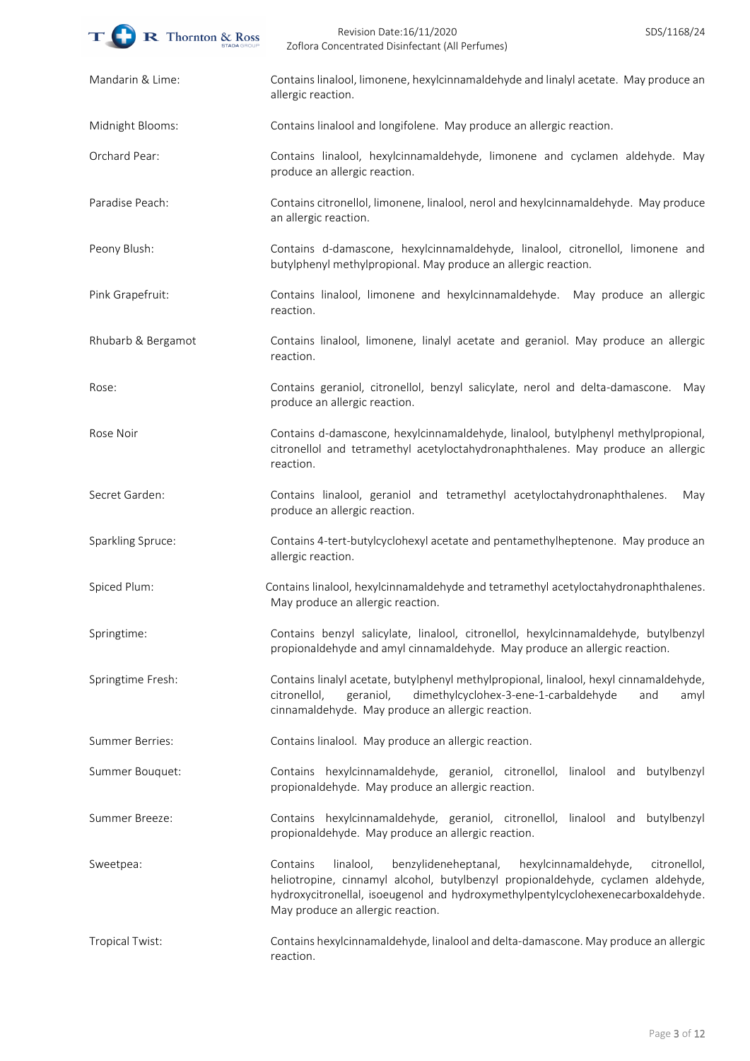| | |
|---|---|
| Mandarin & Lime: | Contains linalool, limonene, hexylcinnamaldehyde and linalyl acetate. May produce an allergic reaction. |
| Midnight Blooms: | Contains linalool and longifolene. May produce an allergic reaction. |
| Orchard Pear: | Contains linalool, hexylcinnamaldehyde, limonene and cyclamen aldehyde. May produce an allergic reaction. |
| Paradise Peach: | Contains citronellol, limonene, linalool, nerol and hexylcinnamaldehyde. May produce an allergic reaction. |
| Peony Blush: | Contains d-damascone, hexylcinnamaldehyde, linalool, citronellol, limonene and butylphenyl methylpropional. May produce an allergic reaction. |
| Pink Grapefruit: | Contains linalool, limonene and hexylcinnamaldehyde. May produce an allergic reaction. |
| Rhubarb & Bergamot | Contains linalool, limonene, linalyl acetate and geraniol. May produce an allergic reaction. |
| Rose: | Contains geraniol, citronellol, benzyl salicylate, nerol and delta-damascone. May produce an allergic reaction. |
| Rose Noir | Contains d-damascone, hexylcinnamaldehyde, linalool, butylphenyl methylpropional, citronellol and tetramethyl acetyloctahydronaphthalenes. May produce an allergic reaction. |
| Secret Garden: | Contains linalool, geraniol and tetramethyl acetyloctahydronaphthalenes. May produce an allergic reaction. |
| Sparkling Spruce: | Contains 4-tert-butylcyclohexyl acetate and pentamethylheptenone. May produce an allergic reaction. |
| Spiced Plum: | Contains linalool, hexylcinnamaldehyde and tetramethyl acetyloctahydronaphthalenes. May produce an allergic reaction. |
| Springtime: | Contains benzyl salicylate, linalool, citronellol, hexylcinnamaldehyde, butylbenzyl propionaldehyde and amyl cinnamaldehyde. May produce an allergic reaction. |
| Springtime Fresh: | Contains linalyl acetate, butylphenyl methylpropional, linalool, hexyl cinnamaldehyde, citronellol, geraniol, dimethylcyclohex-3-ene-1-carbaldehyde and amyl cinnamaldehyde. May produce an allergic reaction. |
| Summer Berries: | Contains linalool. May produce an allergic reaction. |
| Summer Bouquet: | Contains hexylcinnamaldehyde, geraniol, citronellol, linalool and butylbenzyl propionaldehyde. May produce an allergic reaction. |
| Summer Breeze: | Contains hexylcinnamaldehyde, geraniol, citronellol, linalool and butylbenzyl propionaldehyde. May produce an allergic reaction. |
| Sweetpea: | Contains linalool, benzylideneheptanal, hexylcinnamaldehyde, citronellol, heliotropine, cinnamyl alcohol, butylbenzyl propionaldehyde, cyclamen aldehyde, hydroxycitronellal, isoeugenol and hydroxymethylpentylcyclohexenecarboxaldehyde. May produce an allergic reaction. |
| Tropical Twist: | Contains hexylcinnamaldehyde, linalool and delta-damascone. May produce an allergic reaction. |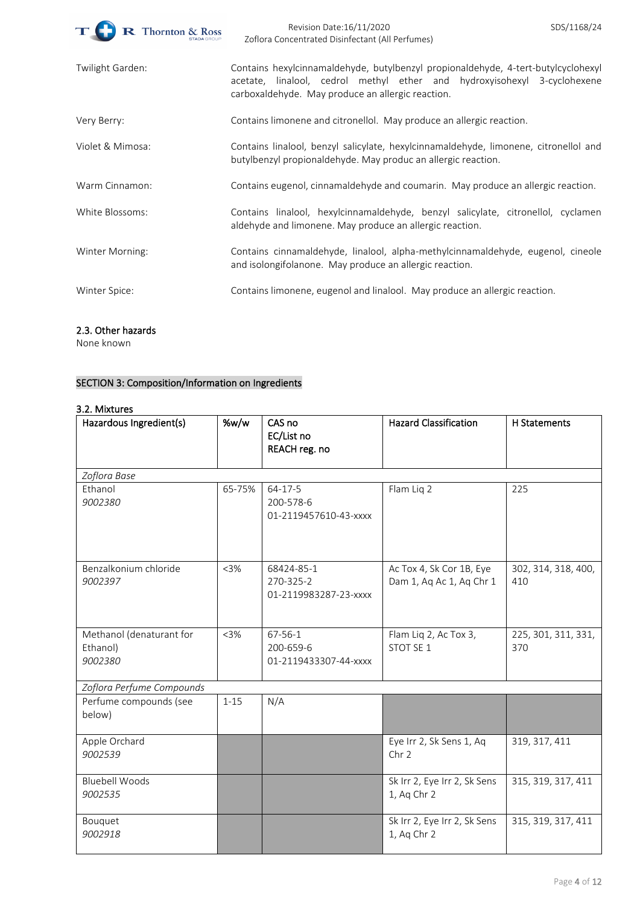| | |
|---|---|
| Twilight Garden: | Contains hexylcinnamaldehyde, butylbenzyl propionaldehyde, 4-tert-butylcyclohexyl acetate, linalool, cedrol methyl ether and hydroxyisohexyl 3-cyclohexene carboxaldehyde. May produce an allergic reaction. |
| Very Berry: | Contains limonene and citronellol. May produce an allergic reaction. |
| Violet & Mimosa: | Contains linalool, benzyl salicylate, hexylcinnamaldehyde, limonene, citronellol and butylbenzyl propionaldehyde. May produc an allergic reaction. |
| Warm Cinnamon: | Contains eugenol, cinnamaldehyde and coumarin. May produce an allergic reaction. |
| White Blossoms: | Contains linalool, hexylcinnamaldehyde, benzyl salicylate, citronellol, cyclamen aldehyde and limonene. May produce an allergic reaction. |
| Winter Morning: | Contains cinnamaldehyde, linalool, alpha-methylcinnamaldehyde, eugenol, cineole and isolongifolanone. May produce an allergic reaction. |
| Winter Spice: | Contains limonene, eugenol and linalool. May produce an allergic reaction. |

### 2.3. Other hazards

None known

## SECTION 3: Composition/Information on Ingredients

### 3.2. Mixtures

| Hazardous Ingredient(s) | %w/w | CAS no<br>EC/List no<br>REACH reg. no | Hazard Classification | H Statements |
|---|---|---|---|---|
| *Zoflora Base* | | | | |
| Ethanol<br>*9002380* | 65-75% | 64-17-5<br>200-578-6<br>01-2119457610-43-xxxx | Flam Liq 2 | 225 |
| Benzalkonium chloride<br>*9002397* | <3% | 68424-85-1<br>270-325-2<br>01-2119983287-23-xxxx | Ac Tox 4, Sk Cor 1B, Eye Dam 1, Aq Ac 1, Aq Chr 1 | 302, 314, 318, 400, 410 |
| Methanol (denaturant for Ethanol)<br>*9002380* | <3% | 67-56-1<br>200-659-6<br>01-2119433307-44-xxxx | Flam Liq 2, Ac Tox 3, STOT SE 1 | 225, 301, 311, 331, 370 |
| *Zoflora Perfume Compounds* | | | | |
| Perfume compounds (see below) | 1-15 | N/A | | |
| Apple Orchard<br>*9002539* | | | Eye Irr 2, Sk Sens 1, Aq Chr 2 | 319, 317, 411 |
| Bluebell Woods<br>*9002535* | | | Sk Irr 2, Eye Irr 2, Sk Sens 1, Aq Chr 2 | 315, 319, 317, 411 |
| Bouquet<br>*9002918* | | | Sk Irr 2, Eye Irr 2, Sk Sens 1, Aq Chr 2 | 315, 319, 317, 411 |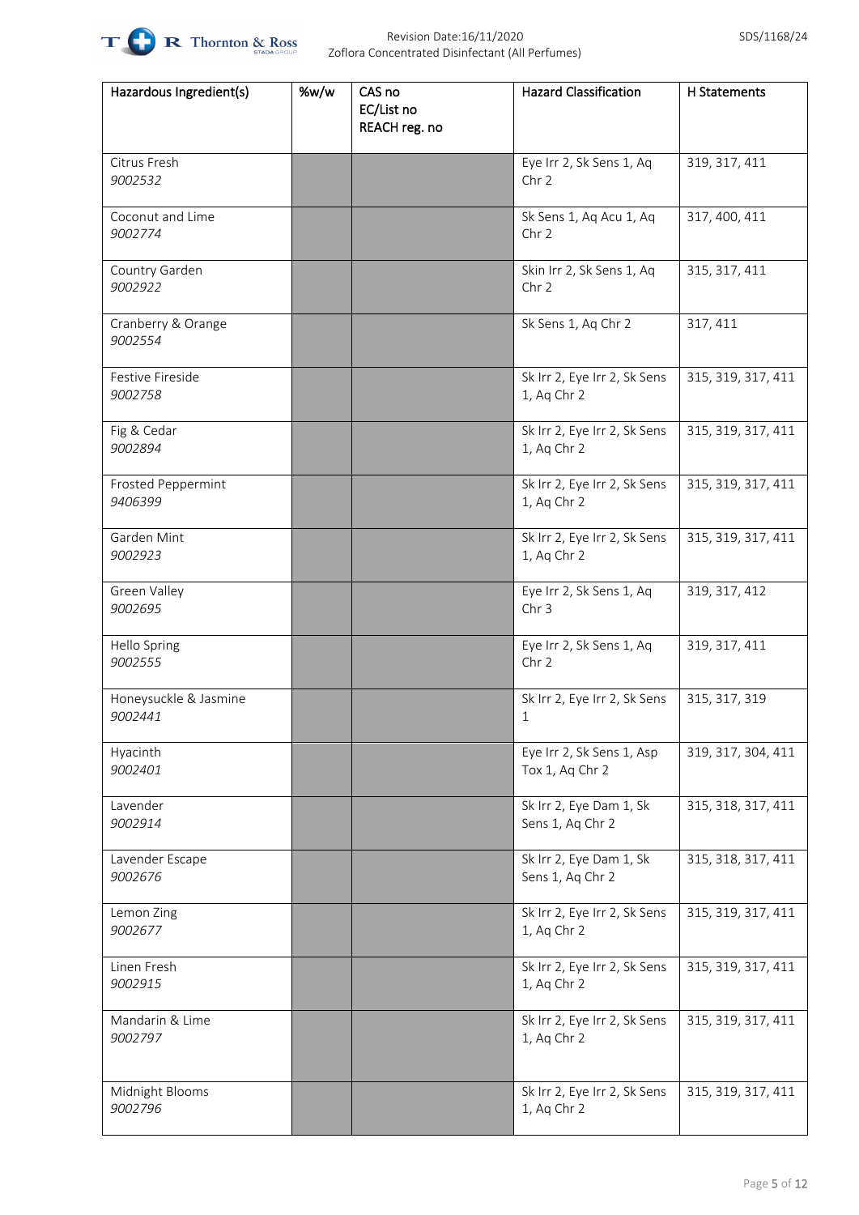| Hazardous Ingredient(s) | %w/w | CAS no<br>EC/List no<br>REACH reg. no | Hazard Classification | H Statements |
|---|---|---|---|---|
| Citrus Fresh<br>*9002532* | | | Eye Irr 2, Sk Sens 1, Aq Chr 2 | 319, 317, 411 |
| Coconut and Lime<br>*9002774* | | | Sk Sens 1, Aq Acu 1, Aq Chr 2 | 317, 400, 411 |
| Country Garden<br>*9002922* | | | Skin Irr 2, Sk Sens 1, Aq Chr 2 | 315, 317, 411 |
| Cranberry & Orange<br>*9002554* | | | Sk Sens 1, Aq Chr 2 | 317, 411 |
| Festive Fireside<br>*9002758* | | | Sk Irr 2, Eye Irr 2, Sk Sens 1, Aq Chr 2 | 315, 319, 317, 411 |
| Fig & Cedar<br>*9002894* | | | Sk Irr 2, Eye Irr 2, Sk Sens 1, Aq Chr 2 | 315, 319, 317, 411 |
| Frosted Peppermint<br>*9406399* | | | Sk Irr 2, Eye Irr 2, Sk Sens 1, Aq Chr 2 | 315, 319, 317, 411 |
| Garden Mint<br>*9002923* | | | Sk Irr 2, Eye Irr 2, Sk Sens 1, Aq Chr 2 | 315, 319, 317, 411 |
| Green Valley<br>*9002695* | | | Eye Irr 2, Sk Sens 1, Aq Chr 3 | 319, 317, 412 |
| Hello Spring<br>*9002555* | | | Eye Irr 2, Sk Sens 1, Aq Chr 2 | 319, 317, 411 |
| Honeysuckle & Jasmine<br>*9002441* | | | Sk Irr 2, Eye Irr 2, Sk Sens 1 | 315, 317, 319 |
| Hyacinth<br>*9002401* | | | Eye Irr 2, Sk Sens 1, Asp Tox 1, Aq Chr 2 | 319, 317, 304, 411 |
| Lavender<br>*9002914* | | | Sk Irr 2, Eye Dam 1, Sk Sens 1, Aq Chr 2 | 315, 318, 317, 411 |
| Lavender Escape<br>*9002676* | | | Sk Irr 2, Eye Dam 1, Sk Sens 1, Aq Chr 2 | 315, 318, 317, 411 |
| Lemon Zing<br>*9002677* | | | Sk Irr 2, Eye Irr 2, Sk Sens 1, Aq Chr 2 | 315, 319, 317, 411 |
| Linen Fresh<br>*9002915* | | | Sk Irr 2, Eye Irr 2, Sk Sens 1, Aq Chr 2 | 315, 319, 317, 411 |
| Mandarin & Lime<br>*9002797* | | | Sk Irr 2, Eye Irr 2, Sk Sens 1, Aq Chr 2 | 315, 319, 317, 411 |
| Midnight Blooms<br>*9002796* | | | Sk Irr 2, Eye Irr 2, Sk Sens 1, Aq Chr 2 | 315, 319, 317, 411 |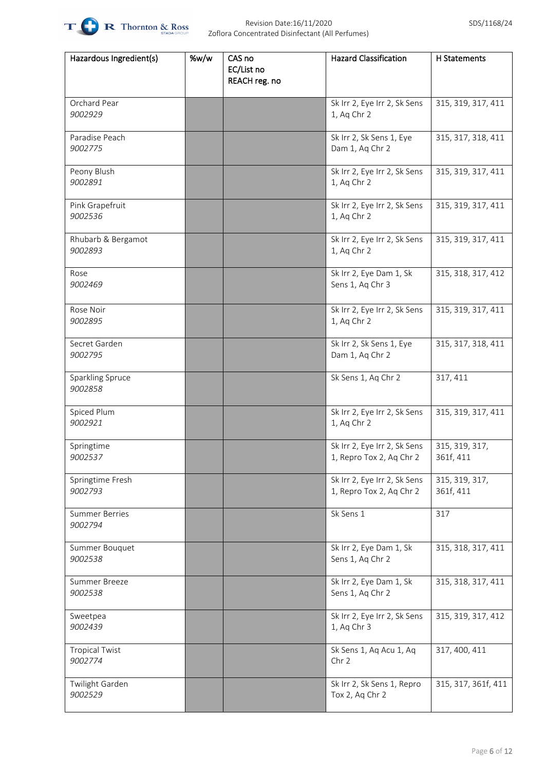| Hazardous Ingredient(s) | %w/w | CAS no<br>EC/List no<br>REACH reg. no | Hazard Classification | H Statements |
|---|---|---|---|---|
| Orchard Pear<br>*9002929* | | | Sk Irr 2, Eye Irr 2, Sk Sens 1, Aq Chr 2 | 315, 319, 317, 411 |
| Paradise Peach<br>*9002775* | | | Sk Irr 2, Sk Sens 1, Eye Dam 1, Aq Chr 2 | 315, 317, 318, 411 |
| Peony Blush<br>*9002891* | | | Sk Irr 2, Eye Irr 2, Sk Sens 1, Aq Chr 2 | 315, 319, 317, 411 |
| Pink Grapefruit<br>*9002536* | | | Sk Irr 2, Eye Irr 2, Sk Sens 1, Aq Chr 2 | 315, 319, 317, 411 |
| Rhubarb & Bergamot<br>*9002893* | | | Sk Irr 2, Eye Irr 2, Sk Sens 1, Aq Chr 2 | 315, 319, 317, 411 |
| Rose<br>*9002469* | | | Sk Irr 2, Eye Dam 1, Sk Sens 1, Aq Chr 3 | 315, 318, 317, 412 |
| Rose Noir<br>*9002895* | | | Sk Irr 2, Eye Irr 2, Sk Sens 1, Aq Chr 2 | 315, 319, 317, 411 |
| Secret Garden<br>*9002795* | | | Sk Irr 2, Sk Sens 1, Eye Dam 1, Aq Chr 2 | 315, 317, 318, 411 |
| Sparkling Spruce<br>*9002858* | | | Sk Sens 1, Aq Chr 2 | 317, 411 |
| Spiced Plum<br>*9002921* | | | Sk Irr 2, Eye Irr 2, Sk Sens 1, Aq Chr 2 | 315, 319, 317, 411 |
| Springtime<br>*9002537* | | | Sk Irr 2, Eye Irr 2, Sk Sens 1, Repro Tox 2, Aq Chr 2 | 315, 319, 317, 361f, 411 |
| Springtime Fresh<br>*9002793* | | | Sk Irr 2, Eye Irr 2, Sk Sens 1, Repro Tox 2, Aq Chr 2 | 315, 319, 317, 361f, 411 |
| Summer Berries<br>*9002794* | | | Sk Sens 1 | 317 |
| Summer Bouquet<br>*9002538* | | | Sk Irr 2, Eye Dam 1, Sk Sens 1, Aq Chr 2 | 315, 318, 317, 411 |
| Summer Breeze<br>*9002538* | | | Sk Irr 2, Eye Dam 1, Sk Sens 1, Aq Chr 2 | 315, 318, 317, 411 |
| Sweetpea<br>*9002439* | | | Sk Irr 2, Eye Irr 2, Sk Sens 1, Aq Chr 3 | 315, 319, 317, 412 |
| Tropical Twist<br>*9002774* | | | Sk Sens 1, Aq Acu 1, Aq Chr 2 | 317, 400, 411 |
| Twilight Garden<br>*9002529* | | | Sk Irr 2, Sk Sens 1, Repro Tox 2, Aq Chr 2 | 315, 317, 361f, 411 |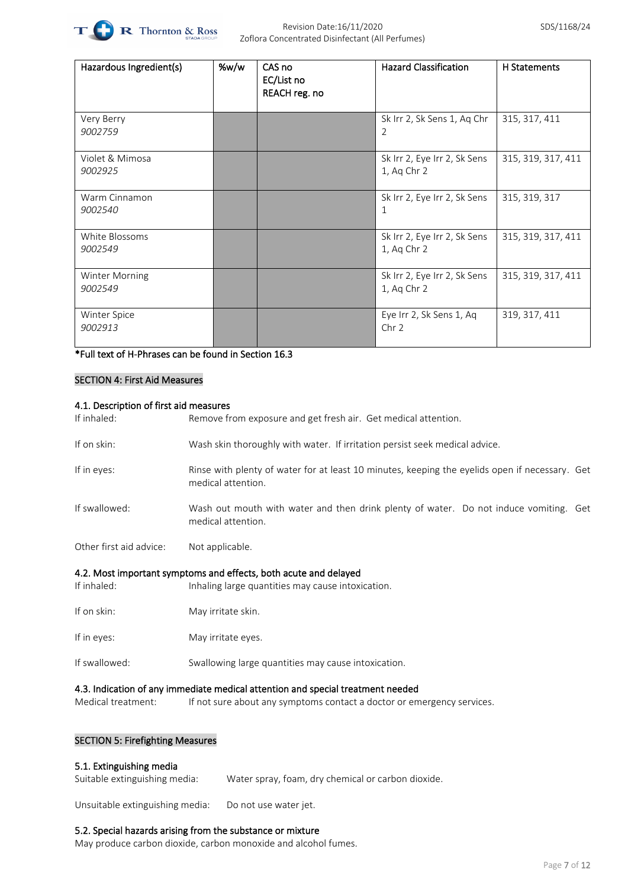| Hazardous Ingredient(s) | %w/w | CAS no<br>EC/List no<br>REACH reg. no | Hazard Classification | H Statements |
|---|---|---|---|---|
| Very Berry<br>*9002759* | | | Sk Irr 2, Sk Sens 1, Aq Chr 2 | 315, 317, 411 |
| Violet & Mimosa<br>*9002925* | | | Sk Irr 2, Eye Irr 2, Sk Sens 1, Aq Chr 2 | 315, 319, 317, 411 |
| Warm Cinnamon<br>*9002540* | | | Sk Irr 2, Eye Irr 2, Sk Sens 1 | 315, 319, 317 |
| White Blossoms<br>*9002549* | | | Sk Irr 2, Eye Irr 2, Sk Sens 1, Aq Chr 2 | 315, 319, 317, 411 |
| Winter Morning<br>*9002549* | | | Sk Irr 2, Eye Irr 2, Sk Sens 1, Aq Chr 2 | 315, 319, 317, 411 |
| Winter Spice<br>*9002913* | | | Eye Irr 2, Sk Sens 1, Aq Chr 2 | 319, 317, 411 |

**\*Full text of H-Phrases can be found in Section 16.3**

## SECTION 4: First Aid Measures

### 4.1. Description of first aid measures

If inhaled: Remove from exposure and get fresh air. Get medical attention.

If on skin: Wash skin thoroughly with water. If irritation persist seek medical advice.

If in eyes: Rinse with plenty of water for at least 10 minutes, keeping the eyelids open if necessary. Get medical attention.

If swallowed: Wash out mouth with water and then drink plenty of water. Do not induce vomiting. Get medical attention.

Other first aid advice: Not applicable.

### 4.2. Most important symptoms and effects, both acute and delayed

If inhaled: Inhaling large quantities may cause intoxication.

If on skin: May irritate skin.

If in eyes: May irritate eyes.

If swallowed: Swallowing large quantities may cause intoxication.

### 4.3. Indication of any immediate medical attention and special treatment needed

Medical treatment: If not sure about any symptoms contact a doctor or emergency services.

## SECTION 5: Firefighting Measures

### 5.1. Extinguishing media

Suitable extinguishing media: Water spray, foam, dry chemical or carbon dioxide.

Unsuitable extinguishing media: Do not use water jet.

### 5.2. Special hazards arising from the substance or mixture

May produce carbon dioxide, carbon monoxide and alcohol fumes.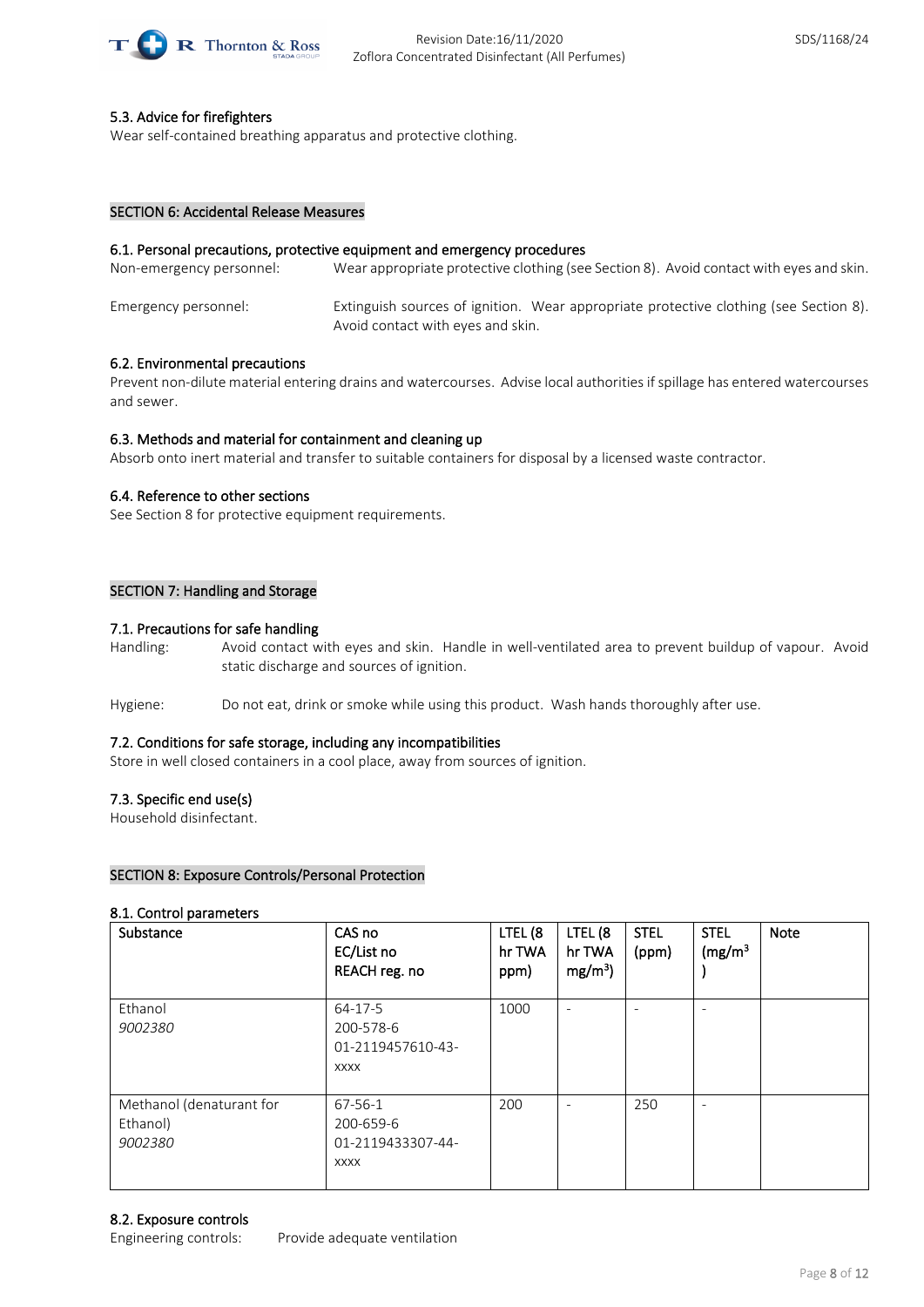### 5.3. Advice for firefighters

Wear self-contained breathing apparatus and protective clothing.

## SECTION 6: Accidental Release Measures

### 6.1. Personal precautions, protective equipment and emergency procedures

Non-emergency personnel: Wear appropriate protective clothing (see Section 8). Avoid contact with eyes and skin.

Emergency personnel: Extinguish sources of ignition. Wear appropriate protective clothing (see Section 8). Avoid contact with eyes and skin.

### 6.2. Environmental precautions

Prevent non-dilute material entering drains and watercourses. Advise local authorities if spillage has entered watercourses and sewer.

### 6.3. Methods and material for containment and cleaning up

Absorb onto inert material and transfer to suitable containers for disposal by a licensed waste contractor.

### 6.4. Reference to other sections

See Section 8 for protective equipment requirements.

## SECTION 7: Handling and Storage

### 7.1. Precautions for safe handling

Handling: Avoid contact with eyes and skin. Handle in well-ventilated area to prevent buildup of vapour. Avoid static discharge and sources of ignition.

Hygiene: Do not eat, drink or smoke while using this product. Wash hands thoroughly after use.

### 7.2. Conditions for safe storage, including any incompatibilities

Store in well closed containers in a cool place, away from sources of ignition.

### 7.3. Specific end use(s)

Household disinfectant.

## SECTION 8: Exposure Controls/Personal Protection

### 8.1. Control parameters

| Substance | CAS no<br>EC/List no<br>REACH reg. no | LTEL (8 hr TWA ppm) | LTEL (8 hr TWA $mg/m^3$) | STEL (ppm) | STEL ($mg/m^3$) | Note |
|---|---|---|---|---|---|---|
| Ethanol<br>*9002380* | 64-17-5<br>200-578-6<br>01-2119457610-43-xxxx | 1000 | - | - | - | |
| Methanol (denaturant for Ethanol)<br>*9002380* | 67-56-1<br>200-659-6<br>01-2119433307-44-xxxx | 200 | - | 250 | - | |

### 8.2. Exposure controls

Engineering controls: Provide adequate ventilation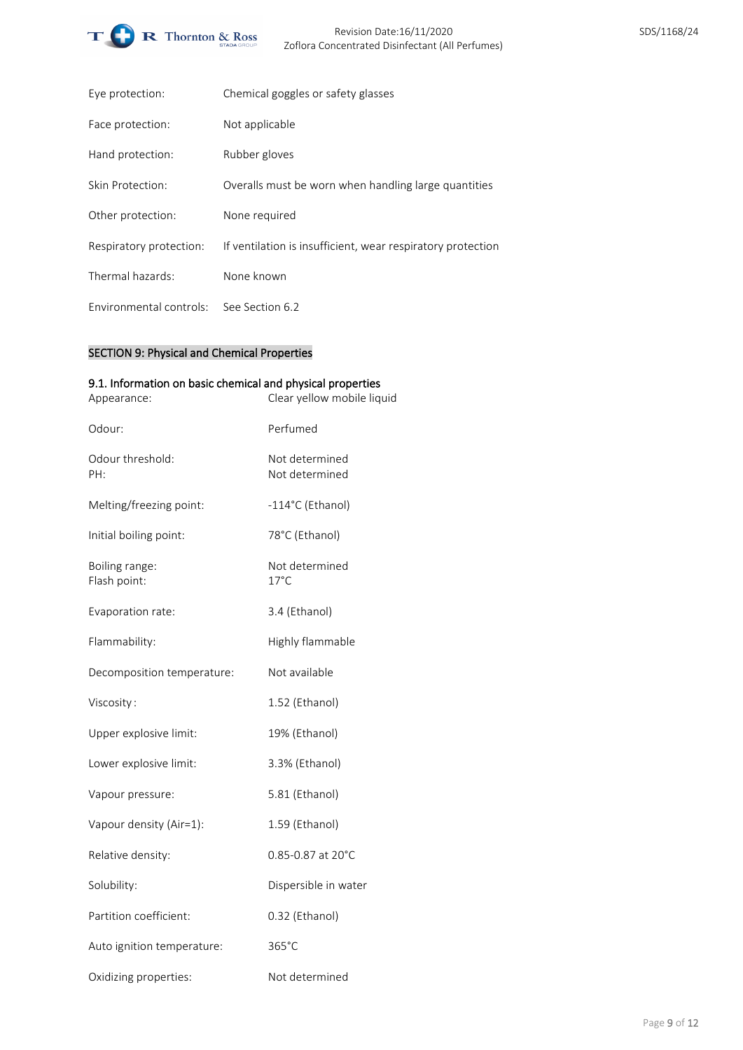| | |
|---|---|
| Eye protection: | Chemical goggles or safety glasses |
| Face protection: | Not applicable |
| Hand protection: | Rubber gloves |
| Skin Protection: | Overalls must be worn when handling large quantities |
| Other protection: | None required |
| Respiratory protection: | If ventilation is insufficient, wear respiratory protection |
| Thermal hazards: | None known |
| Environmental controls: | See Section 6.2 |

## SECTION 9: Physical and Chemical Properties

### 9.1. Information on basic chemical and physical properties

| | |
|---|---|
| Appearance: | Clear yellow mobile liquid |
| Odour: | Perfumed |
| Odour threshold: | Not determined |
| PH: | Not determined |
| Melting/freezing point: | -114°C (Ethanol) |
| Initial boiling point: | 78°C (Ethanol) |
| Boiling range: | Not determined |
| Flash point: | 17°C |
| Evaporation rate: | 3.4 (Ethanol) |
| Flammability: | Highly flammable |
| Decomposition temperature: | Not available |
| Viscosity : | 1.52 (Ethanol) |
| Upper explosive limit: | 19% (Ethanol) |
| Lower explosive limit: | 3.3% (Ethanol) |
| Vapour pressure: | 5.81 (Ethanol) |
| Vapour density (Air=1): | 1.59 (Ethanol) |
| Relative density: | 0.85-0.87 at 20°C |
| Solubility: | Dispersible in water |
| Partition coefficient: | 0.32 (Ethanol) |
| Auto ignition temperature: | 365°C |
| Oxidizing properties: | Not determined |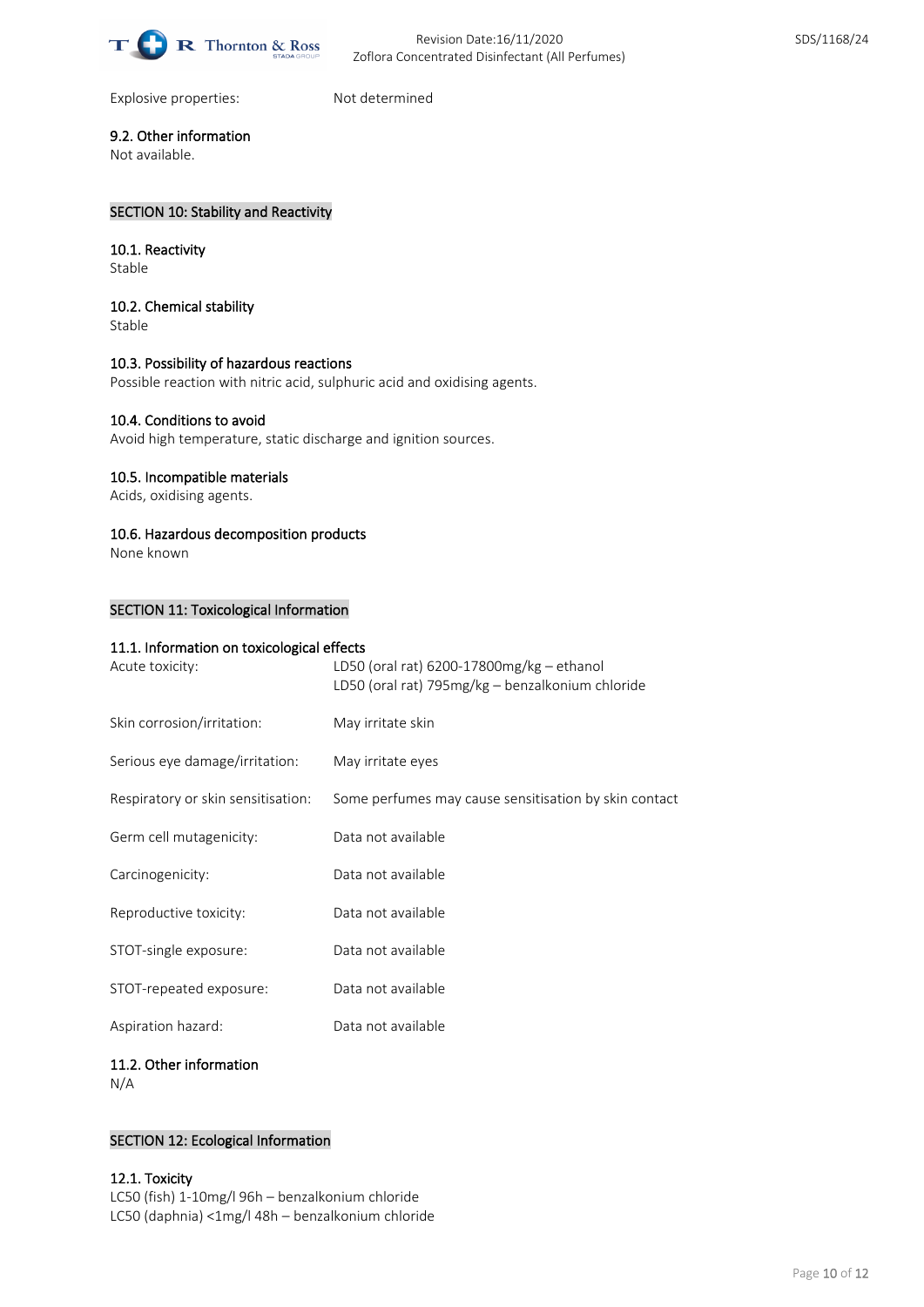Explosive properties: Not determined

### 9.2. Other information

Not available.

## SECTION 10: Stability and Reactivity

### 10.1. Reactivity

Stable

### 10.2. Chemical stability

Stable

### 10.3. Possibility of hazardous reactions

Possible reaction with nitric acid, sulphuric acid and oxidising agents.

### 10.4. Conditions to avoid

Avoid high temperature, static discharge and ignition sources.

### 10.5. Incompatible materials

Acids, oxidising agents.

### 10.6. Hazardous decomposition products

None known

## SECTION 11: Toxicological Information

### 11.1. Information on toxicological effects

| | |
|---|---|
| Acute toxicity: | LD50 (oral rat) 6200-17800mg/kg – ethanol<br>LD50 (oral rat) 795mg/kg – benzalkonium chloride |
| Skin corrosion/irritation: | May irritate skin |
| Serious eye damage/irritation: | May irritate eyes |
| Respiratory or skin sensitisation: | Some perfumes may cause sensitisation by skin contact |
| Germ cell mutagenicity: | Data not available |
| Carcinogenicity: | Data not available |
| Reproductive toxicity: | Data not available |
| STOT-single exposure: | Data not available |
| STOT-repeated exposure: | Data not available |
| Aspiration hazard: | Data not available |

### 11.2. Other information

N/A

## SECTION 12: Ecological Information

### 12.1. Toxicity

LC50 (fish) 1-10mg/l 96h – benzalkonium chloride
LC50 (daphnia) <1mg/l 48h – benzalkonium chloride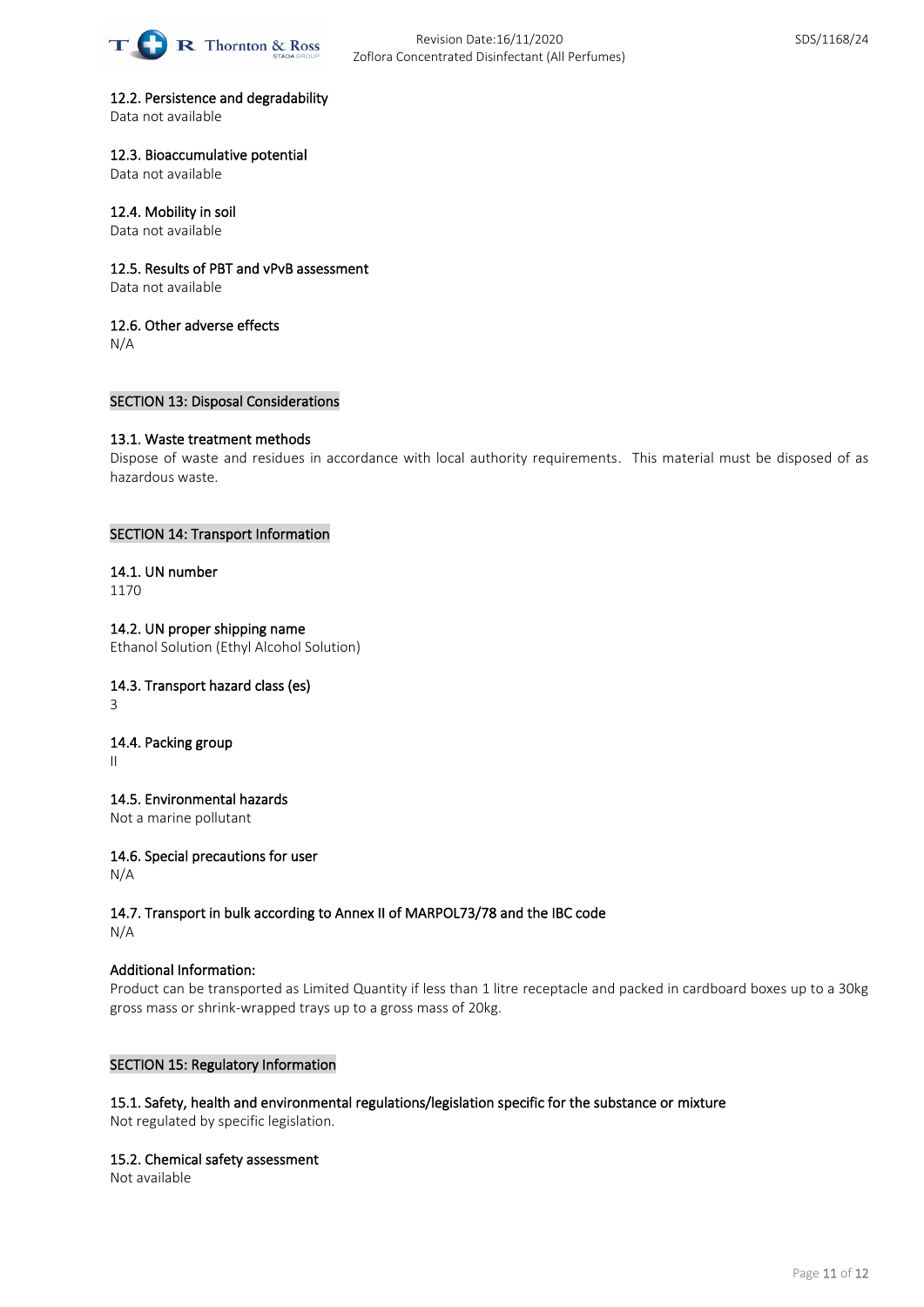### 12.2. Persistence and degradability

Data not available

### 12.3. Bioaccumulative potential

Data not available

### 12.4. Mobility in soil

Data not available

### 12.5. Results of PBT and vPvB assessment

Data not available

### 12.6. Other adverse effects

N/A

## SECTION 13: Disposal Considerations

### 13.1. Waste treatment methods

Dispose of waste and residues in accordance with local authority requirements. This material must be disposed of as hazardous waste.

## SECTION 14: Transport Information

### 14.1. UN number

1170

### 14.2. UN proper shipping name

Ethanol Solution (Ethyl Alcohol Solution)

### 14.3. Transport hazard class (es)

3

### 14.4. Packing group

II

### 14.5. Environmental hazards

Not a marine pollutant

### 14.6. Special precautions for user

N/A

### 14.7. Transport in bulk according to Annex II of MARPOL73/78 and the IBC code

N/A

### Additional Information:

Product can be transported as Limited Quantity if less than 1 litre receptacle and packed in cardboard boxes up to a 30kg gross mass or shrink-wrapped trays up to a gross mass of 20kg.

## SECTION 15: Regulatory Information

### 15.1. Safety, health and environmental regulations/legislation specific for the substance or mixture

Not regulated by specific legislation.

### 15.2. Chemical safety assessment

Not available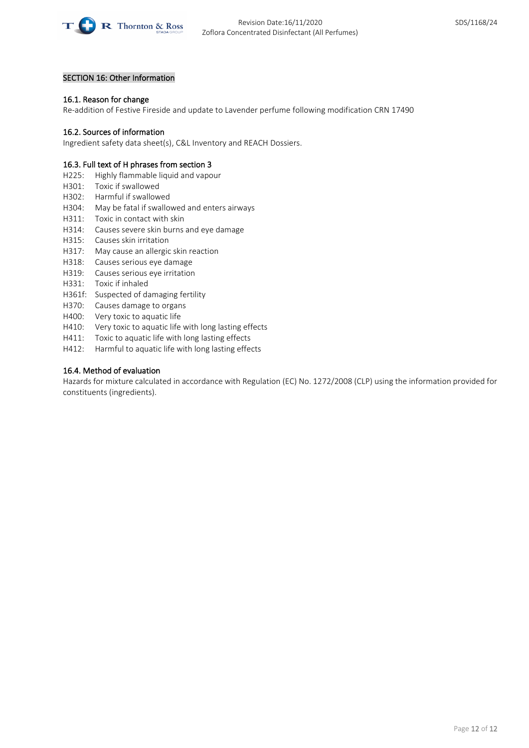## SECTION 16: Other Information

### 16.1. Reason for change

Re-addition of Festive Fireside and update to Lavender perfume following modification CRN 17490

### 16.2. Sources of information

Ingredient safety data sheet(s), C&L Inventory and REACH Dossiers.

### 16.3. Full text of H phrases from section 3

H225: Highly flammable liquid and vapour
H301: Toxic if swallowed
H302: Harmful if swallowed
H304: May be fatal if swallowed and enters airways
H311: Toxic in contact with skin
H314: Causes severe skin burns and eye damage
H315: Causes skin irritation
H317: May cause an allergic skin reaction
H318: Causes serious eye damage
H319: Causes serious eye irritation
H331: Toxic if inhaled
H361f: Suspected of damaging fertility
H370: Causes damage to organs
H400: Very toxic to aquatic life
H410: Very toxic to aquatic life with long lasting effects
H411: Toxic to aquatic life with long lasting effects
H412: Harmful to aquatic life with long lasting effects

### 16.4. Method of evaluation

Hazards for mixture calculated in accordance with Regulation (EC) No. 1272/2008 (CLP) using the information provided for constituents (ingredients).